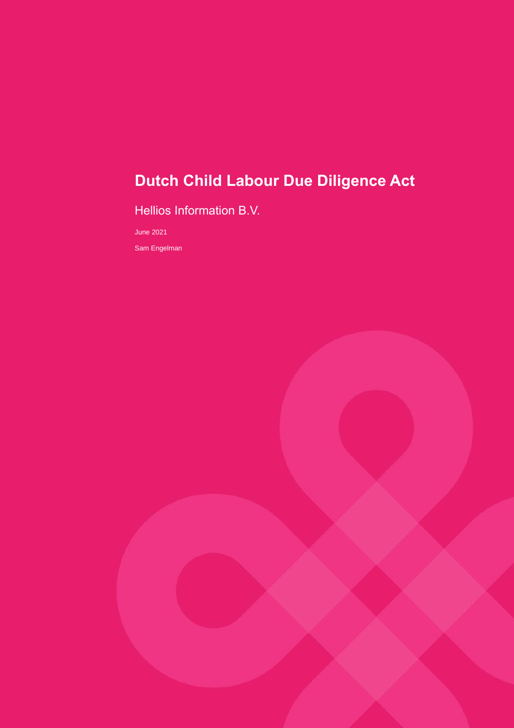# Dutch Child Labour Due Diligence Act

## Hellios Information B.V.

June 2021

Sam Engelman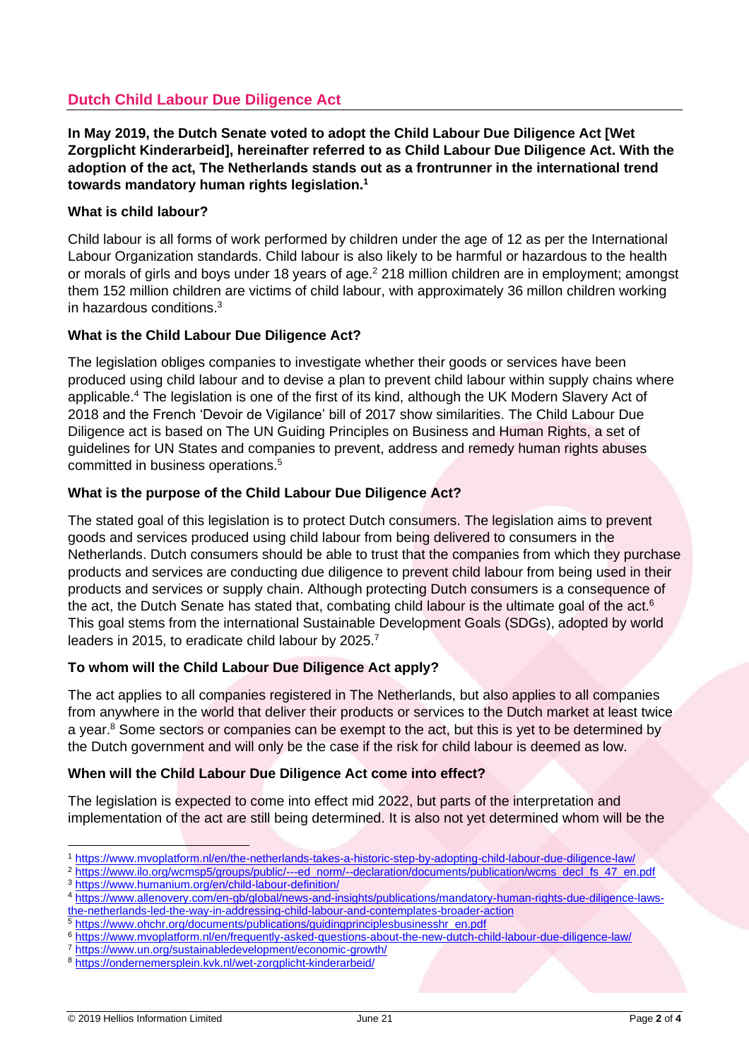## Dutch Child Labour Due Diligence Act

**In May 2019, the Dutch Senate voted to adopt the Child Labour Due Diligence Act [Wet Zorgplicht Kinderarbeid], hereinafter referred to as Child Labour Due Diligence Act. With the adoption of the act, The Netherlands stands out as a frontrunner in the international trend towards mandatory human rights legislation.[1]**

### What is child labour?

Child labour is all forms of work performed by children under the age of 12 as per the International Labour Organization standards. Child labour is also likely to be harmful or hazardous to the health or morals of girls and boys under 18 years of age.[2] 218 million children are in employment; amongst them 152 million children are victims of child labour, with approximately 36 millon children working in hazardous conditions.[3]

### What is the Child Labour Due Diligence Act?

The legislation obliges companies to investigate whether their goods or services have been produced using child labour and to devise a plan to prevent child labour within supply chains where applicable.[4] The legislation is one of the first of its kind, although the UK Modern Slavery Act of 2018 and the French 'Devoir de Vigilance' bill of 2017 show similarities. The Child Labour Due Diligence act is based on The UN Guiding Principles on Business and Human Rights, a set of guidelines for UN States and companies to prevent, address and remedy human rights abuses committed in business operations.[5]

### What is the purpose of the Child Labour Due Diligence Act?

The stated goal of this legislation is to protect Dutch consumers. The legislation aims to prevent goods and services produced using child labour from being delivered to consumers in the Netherlands. Dutch consumers should be able to trust that the companies from which they purchase products and services are conducting due diligence to prevent child labour from being used in their products and services or supply chain. Although protecting Dutch consumers is a consequence of the act, the Dutch Senate has stated that, combating child labour is the ultimate goal of the act.[6] This goal stems from the international Sustainable Development Goals (SDGs), adopted by world leaders in 2015, to eradicate child labour by 2025.[7]

### To whom will the Child Labour Due Diligence Act apply?

The act applies to all companies registered in The Netherlands, but also applies to all companies from anywhere in the world that deliver their products or services to the Dutch market at least twice a year.[8] Some sectors or companies can be exempt to the act, but this is yet to be determined by the Dutch government and will only be the case if the risk for child labour is deemed as low.

### When will the Child Labour Due Diligence Act come into effect?

The legislation is expected to come into effect mid 2022, but parts of the interpretation and implementation of the act are still being determined. It is also not yet determined whom will be the

---

[1] https://www.mvoplatform.nl/en/the-netherlands-takes-a-historic-step-by-adopting-child-labour-due-diligence-law/
[2] https://www.ilo.org/wcmsp5/groups/public/---ed_norm/--declaration/documents/publication/wcms_decl_fs_47_en.pdf
[3] https://www.humanium.org/en/child-labour-definition/
[4] https://www.allenovery.com/en-gb/global/news-and-insights/publications/mandatory-human-rights-due-diligence-laws-the-netherlands-led-the-way-in-addressing-child-labour-and-contemplates-broader-action
[5] https://www.ohchr.org/documents/publications/guidingprinciplesbusinesshr_en.pdf
[6] https://www.mvoplatform.nl/en/frequently-asked-questions-about-the-new-dutch-child-labour-due-diligence-law/
[7] https://www.un.org/sustainabledevelopment/economic-growth/
[8] https://ondernemersplein.kvk.nl/wet-zorgplicht-kinderarbeid/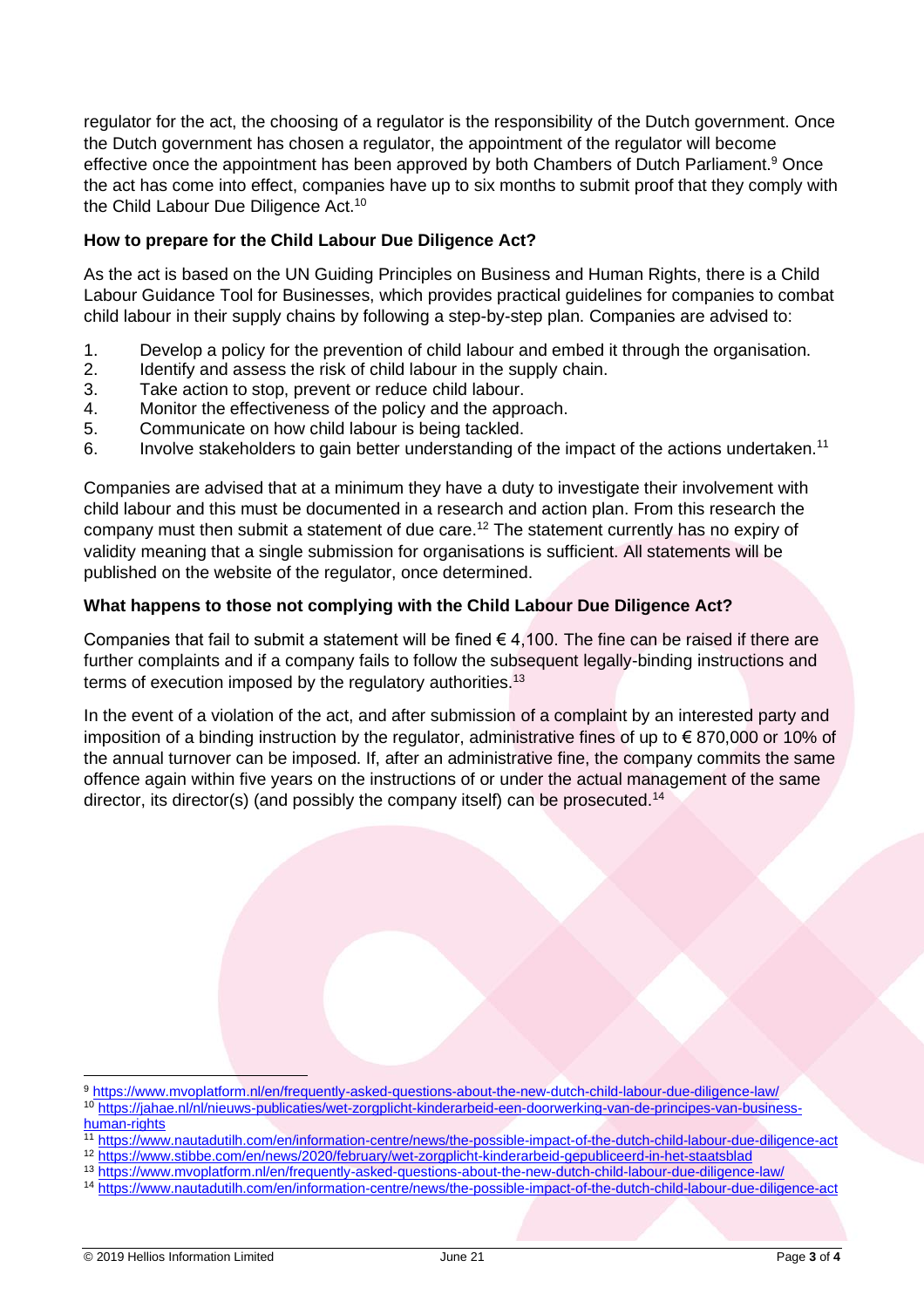regulator for the act, the choosing of a regulator is the responsibility of the Dutch government. Once the Dutch government has chosen a regulator, the appointment of the regulator will become effective once the appointment has been approved by both Chambers of Dutch Parliament.[9] Once the act has come into effect, companies have up to six months to submit proof that they comply with the Child Labour Due Diligence Act.[10]

**How to prepare for the Child Labour Due Diligence Act?**

As the act is based on the UN Guiding Principles on Business and Human Rights, there is a Child Labour Guidance Tool for Businesses, which provides practical guidelines for companies to combat child labour in their supply chains by following a step-by-step plan. Companies are advised to:

1. Develop a policy for the prevention of child labour and embed it through the organisation.
2. Identify and assess the risk of child labour in the supply chain.
3. Take action to stop, prevent or reduce child labour.
4. Monitor the effectiveness of the policy and the approach.
5. Communicate on how child labour is being tackled.
6. Involve stakeholders to gain better understanding of the impact of the actions undertaken.[11]

Companies are advised that at a minimum they have a duty to investigate their involvement with child labour and this must be documented in a research and action plan. From this research the company must then submit a statement of due care.[12] The statement currently has no expiry of validity meaning that a single submission for organisations is sufficient. All statements will be published on the website of the regulator, once determined.

**What happens to those not complying with the Child Labour Due Diligence Act?**

Companies that fail to submit a statement will be fined € 4,100. The fine can be raised if there are further complaints and if a company fails to follow the subsequent legally-binding instructions and terms of execution imposed by the regulatory authorities.[13]

In the event of a violation of the act, and after submission of a complaint by an interested party and imposition of a binding instruction by the regulator, administrative fines of up to € 870,000 or 10% of the annual turnover can be imposed. If, after an administrative fine, the company commits the same offence again within five years on the instructions of or under the actual management of the same director, its director(s) (and possibly the company itself) can be prosecuted.[14]

---

[9] https://www.mvoplatform.nl/en/frequently-asked-questions-about-the-new-dutch-child-labour-due-diligence-law/

[10] https://jahae.nl/nl/nieuws-publicaties/wet-zorgplicht-kinderarbeid-een-doorwerking-van-de-principes-van-business-human-rights

[11] https://www.nautadutilh.com/en/information-centre/news/the-possible-impact-of-the-dutch-child-labour-due-diligence-act

[12] https://www.stibbe.com/en/news/2020/february/wet-zorgplicht-kinderarbeid-gepubliceerd-in-het-staatsblad

[13] https://www.mvoplatform.nl/en/frequently-asked-questions-about-the-new-dutch-child-labour-due-diligence-law/

[14] https://www.nautadutilh.com/en/information-centre/news/the-possible-impact-of-the-dutch-child-labour-due-diligence-act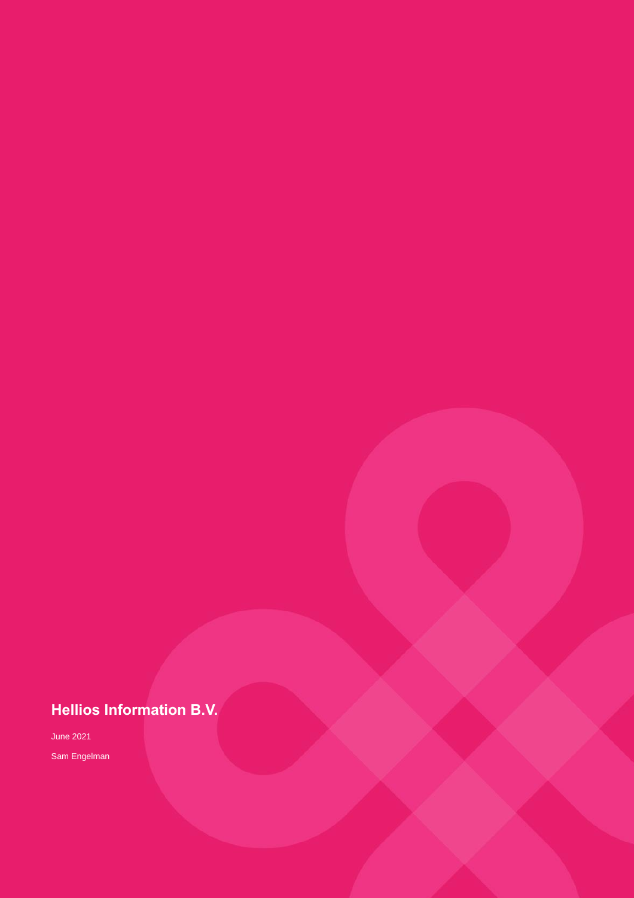**Hellios Information B.V.**

June 2021

Sam Engelman